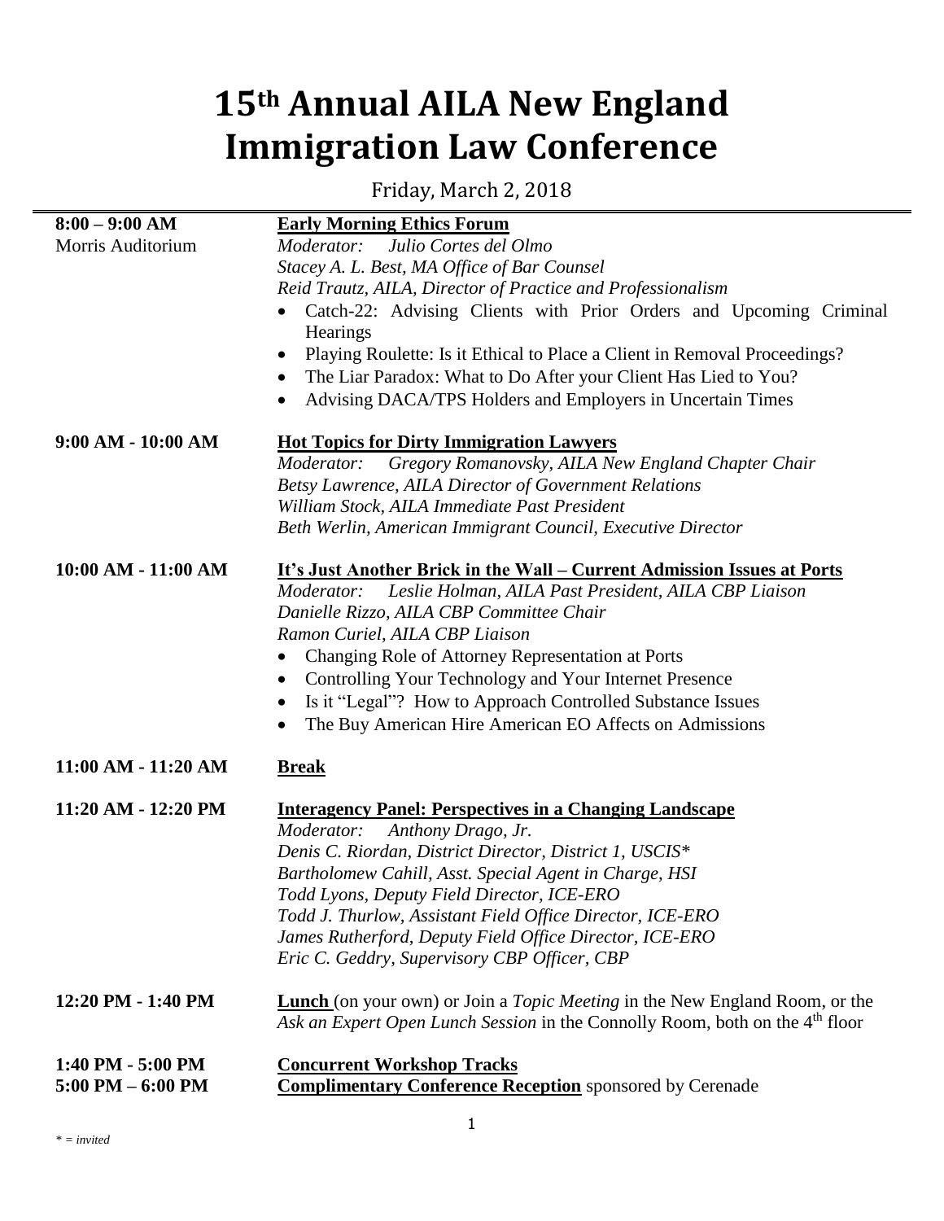# 15th Annual AILA New England Immigration Law Conference

Friday, March 2, 2018

**8:00 – 9:00 AM**
Morris Auditorium

**Early Morning Ethics Forum**

*Moderator: Julio Cortes del Olmo*
*Stacey A. L. Best, MA Office of Bar Counsel*
*Reid Trautz, AILA, Director of Practice and Professionalism*

- Catch-22: Advising Clients with Prior Orders and Upcoming Criminal Hearings
- Playing Roulette: Is it Ethical to Place a Client in Removal Proceedings?
- The Liar Paradox: What to Do After your Client Has Lied to You?
- Advising DACA/TPS Holders and Employers in Uncertain Times

**9:00 AM - 10:00 AM**

**Hot Topics for Dirty Immigration Lawyers**

*Moderator: Gregory Romanovsky, AILA New England Chapter Chair*
*Betsy Lawrence, AILA Director of Government Relations*
*William Stock, AILA Immediate Past President*
*Beth Werlin, American Immigrant Council, Executive Director*

**10:00 AM - 11:00 AM**

**It's Just Another Brick in the Wall – Current Admission Issues at Ports**

*Moderator: Leslie Holman, AILA Past President, AILA CBP Liaison*
*Danielle Rizzo, AILA CBP Committee Chair*
*Ramon Curiel, AILA CBP Liaison*

- Changing Role of Attorney Representation at Ports
- Controlling Your Technology and Your Internet Presence
- Is it "Legal"? How to Approach Controlled Substance Issues
- The Buy American Hire American EO Affects on Admissions

**11:00 AM - 11:20 AM**

**Break**

**11:20 AM - 12:20 PM**

**Interagency Panel: Perspectives in a Changing Landscape**

*Moderator: Anthony Drago, Jr.*
*Denis C. Riordan, District Director, District 1, USCIS**
*Bartholomew Cahill, Asst. Special Agent in Charge, HSI*
*Todd Lyons, Deputy Field Director, ICE-ERO*
*Todd J. Thurlow, Assistant Field Office Director, ICE-ERO*
*James Rutherford, Deputy Field Office Director, ICE-ERO*
*Eric C. Geddry, Supervisory CBP Officer, CBP*

**12:20 PM - 1:40 PM**

**Lunch** (on your own) or Join a *Topic Meeting* in the New England Room, or the *Ask an Expert Open Lunch Session* in the Connolly Room, both on the 4th floor

**1:40 PM - 5:00 PM**

**Concurrent Workshop Tracks**

**5:00 PM – 6:00 PM**

**Complimentary Conference Reception** sponsored by Cerenade

*\* = invited*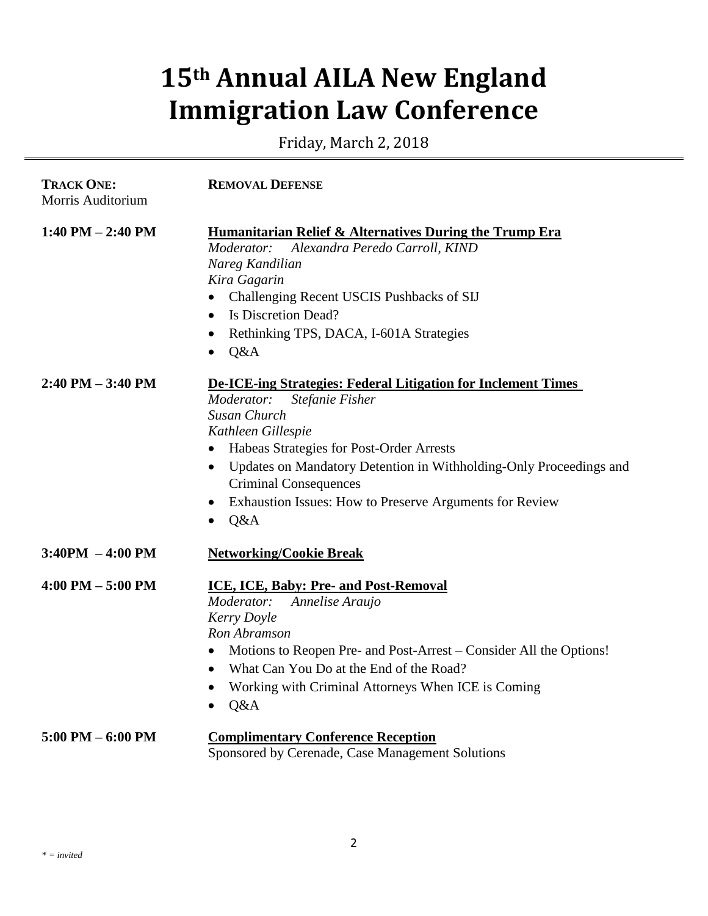# 15th Annual AILA New England Immigration Law Conference

Friday, March 2, 2018

**TRACK ONE:** Morris Auditorium — **REMOVAL DEFENSE**

**1:40 PM – 2:40 PM**

**Humanitarian Relief & Alternatives During the Trump Era**

*Moderator: Alexandra Peredo Carroll, KIND*
*Nareg Kandilian*
*Kira Gagarin*

- Challenging Recent USCIS Pushbacks of SIJ
- Is Discretion Dead?
- Rethinking TPS, DACA, I-601A Strategies
- Q&A

**2:40 PM – 3:40 PM**

**De-ICE-ing Strategies: Federal Litigation for Inclement Times**

*Moderator: Stefanie Fisher*
*Susan Church*
*Kathleen Gillespie*

- Habeas Strategies for Post-Order Arrests
- Updates on Mandatory Detention in Withholding-Only Proceedings and Criminal Consequences
- Exhaustion Issues: How to Preserve Arguments for Review
- Q&A

**3:40PM – 4:00 PM**

**Networking/Cookie Break**

**4:00 PM – 5:00 PM**

**ICE, ICE, Baby: Pre- and Post-Removal**

*Moderator: Annelise Araujo*
*Kerry Doyle*
*Ron Abramson*

- Motions to Reopen Pre- and Post-Arrest – Consider All the Options!
- What Can You Do at the End of the Road?
- Working with Criminal Attorneys When ICE is Coming
- Q&A

**5:00 PM – 6:00 PM**

**Complimentary Conference Reception**

Sponsored by Cerenade, Case Management Solutions

*\* = invited*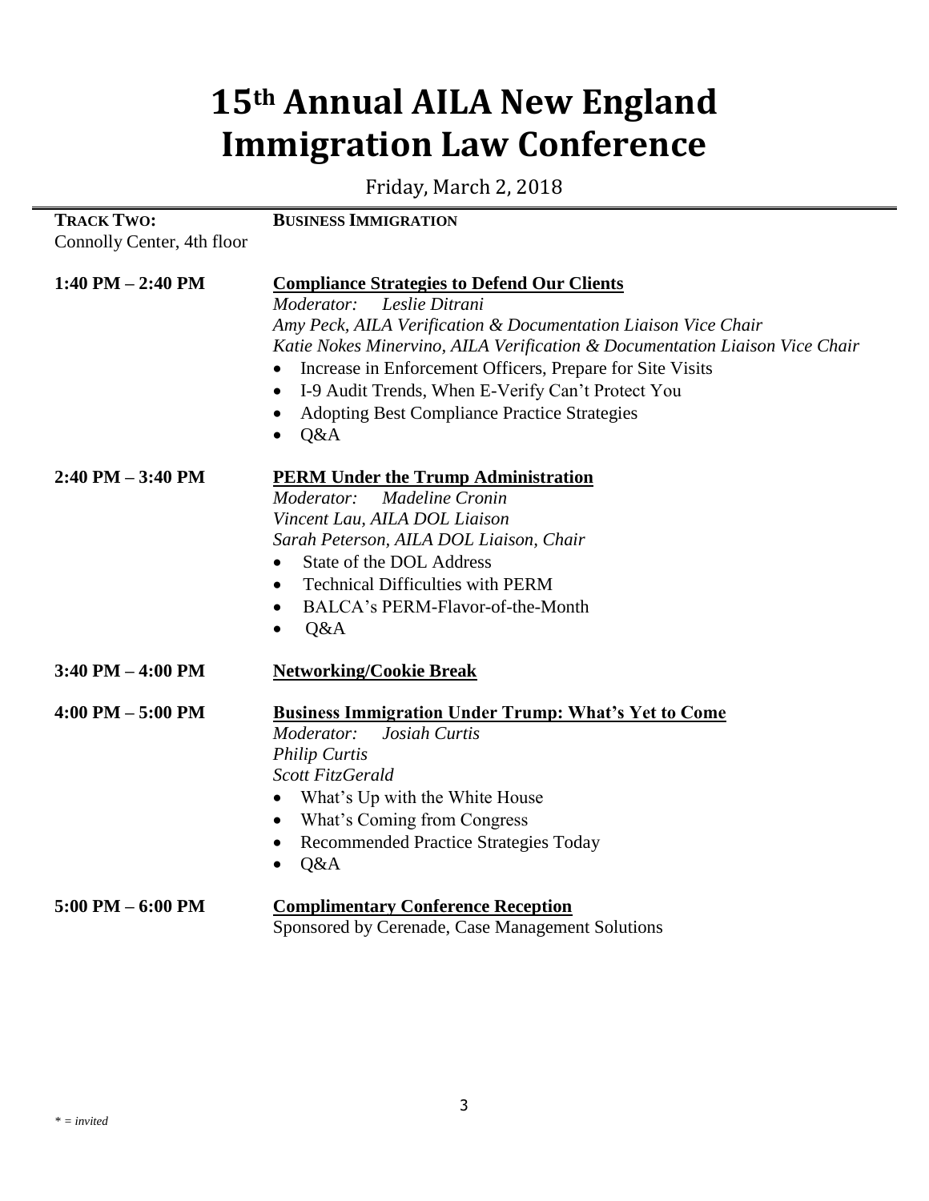# 15th Annual AILA New England Immigration Law Conference

Friday, March 2, 2018

**TRACK TWO:** **BUSINESS IMMIGRATION**

Connolly Center, 4th floor

**1:40 PM – 2:40 PM** **Compliance Strategies to Defend Our Clients**

*Moderator: Leslie Ditrani*

*Amy Peck, AILA Verification & Documentation Liaison Vice Chair*

*Katie Nokes Minervino, AILA Verification & Documentation Liaison Vice Chair*

- Increase in Enforcement Officers, Prepare for Site Visits
- I-9 Audit Trends, When E-Verify Can't Protect You
- Adopting Best Compliance Practice Strategies
- Q&A

**2:40 PM – 3:40 PM** **PERM Under the Trump Administration**

*Moderator: Madeline Cronin*

*Vincent Lau, AILA DOL Liaison*

*Sarah Peterson, AILA DOL Liaison, Chair*

- State of the DOL Address
- Technical Difficulties with PERM
- BALCA's PERM-Flavor-of-the-Month
- Q&A

**3:40 PM – 4:00 PM** **Networking/Cookie Break**

**4:00 PM – 5:00 PM** **Business Immigration Under Trump: What's Yet to Come**

*Moderator: Josiah Curtis*

*Philip Curtis*

*Scott FitzGerald*

- What's Up with the White House
- What's Coming from Congress
- Recommended Practice Strategies Today
- Q&A

**5:00 PM – 6:00 PM** **Complimentary Conference Reception**

Sponsored by Cerenade, Case Management Solutions

*\* = invited*